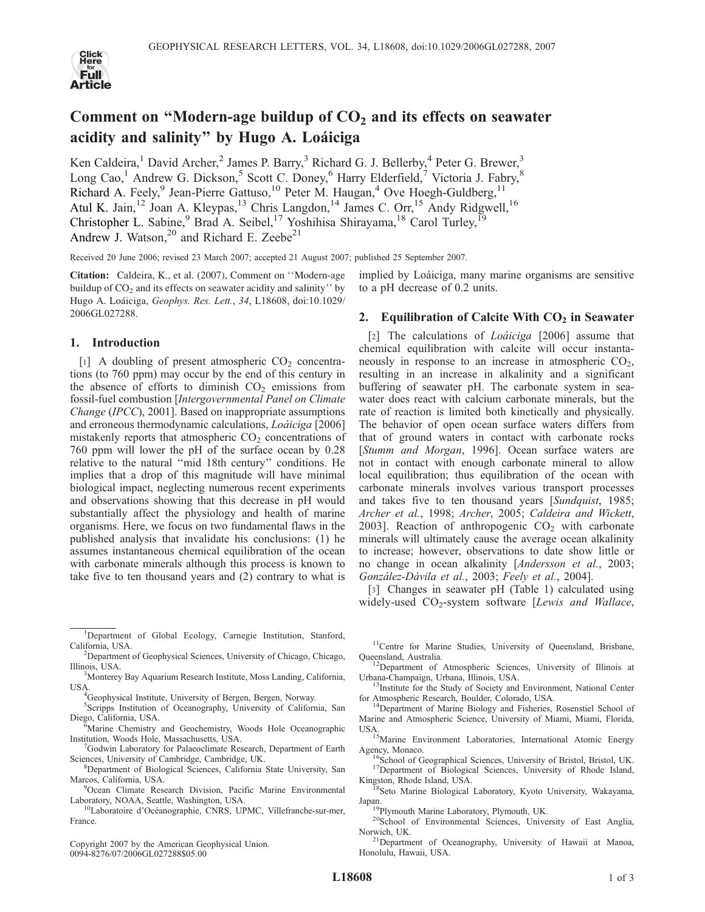# Comment on "Modern-age buildup of $CO_2$ and its effects on seawater acidity and salinity" by Hugo A. Loáiciga

Ken Caldeira,[1] David Archer,[2] James P. Barry,[3] Richard G. J. Bellerby,[4] Peter G. Brewer,[3] Long Cao,[1] Andrew G. Dickson,[5] Scott C. Doney,[6] Harry Elderfield,[7] Victoria J. Fabry,[8] Richard A. Feely,[9] Jean-Pierre Gattuso,[10] Peter M. Haugan,[4] Ove Hoegh-Guldberg,[11] Atul K. Jain,[12] Joan A. Kleypas,[13] Chris Langdon,[14] James C. Orr,[15] Andy Ridgwell,[16] Christopher L. Sabine,[9] Brad A. Seibel,[17] Yoshihisa Shirayama,[18] Carol Turley,[19] Andrew J. Watson,[20] and Richard E. Zeebe[21]

Received 20 June 2006; revised 23 March 2007; accepted 21 August 2007; published 25 September 2007.

**Citation:** Caldeira, K., et al. (2007), Comment on ''Modern-age buildup of $CO_2$ and its effects on seawater acidity and salinity'' by Hugo A. Loáiciga, *Geophys. Res. Lett.*, *34*, L18608, doi:10.1029/2006GL027288.

## 1. Introduction

[1] A doubling of present atmospheric $CO_2$ concentrations (to 760 ppm) may occur by the end of this century in the absence of efforts to diminish $CO_2$ emissions from fossil-fuel combustion [*Intergovernmental Panel on Climate Change* (*IPCC*), 2001]. Based on inappropriate assumptions and erroneous thermodynamic calculations, *Loáiciga* [2006] mistakenly reports that atmospheric $CO_2$ concentrations of 760 ppm will lower the pH of the surface ocean by 0.28 relative to the natural "mid 18th century" conditions. He implies that a drop of this magnitude will have minimal biological impact, neglecting numerous recent experiments and observations showing that this decrease in pH would substantially affect the physiology and health of marine organisms. Here, we focus on two fundamental flaws in the published analysis that invalidate his conclusions: (1) he assumes instantaneous chemical equilibration of the ocean with carbonate minerals although this process is known to take five to ten thousand years and (2) contrary to what is implied by Loáiciga, many marine organisms are sensitive to a pH decrease of 0.2 units.

## 2. Equilibration of Calcite With $CO_2$ in Seawater

[2] The calculations of *Loáiciga* [2006] assume that chemical equilibration with calcite will occur instantaneously in response to an increase in atmospheric $CO_2$, resulting in an increase in alkalinity and a significant buffering of seawater pH. The carbonate system in seawater does react with calcium carbonate minerals, but the rate of reaction is limited both kinetically and physically. The behavior of open ocean surface waters differs from that of ground waters in contact with carbonate rocks [*Stumm and Morgan*, 1996]. Ocean surface waters are not in contact with enough carbonate mineral to allow local equilibration; thus equilibration of the ocean with carbonate minerals involves various transport processes and takes five to ten thousand years [*Sundquist*, 1985; *Archer et al.*, 1998; *Archer*, 2005; *Caldeira and Wickett*, 2003]. Reaction of anthropogenic $CO_2$ with carbonate minerals will ultimately cause the average ocean alkalinity to increase; however, observations to date show little or no change in ocean alkalinity [*Andersson et al.*, 2003; *González-Dávila et al.*, 2003; *Feely et al.*, 2004].

[3] Changes in seawater pH (Table 1) calculated using widely-used $CO_2$-system software [*Lewis and Wallace*,

---

[1]Department of Global Ecology, Carnegie Institution, Stanford, California, USA.
[2]Department of Geophysical Sciences, University of Chicago, Chicago, Illinois, USA.
[3]Monterey Bay Aquarium Research Institute, Moss Landing, California, USA.
[4]Geophysical Institute, University of Bergen, Bergen, Norway.
[5]Scripps Institution of Oceanography, University of California, San Diego, California, USA.
[6]Marine Chemistry and Geochemistry, Woods Hole Oceanographic Institution, Woods Hole, Massachusetts, USA.
[7]Godwin Laboratory for Palaeoclimate Research, Department of Earth Sciences, University of Cambridge, Cambridge, UK.
[8]Department of Biological Sciences, California State University, San Marcos, California, USA.
[9]Ocean Climate Research Division, Pacific Marine Environmental Laboratory, NOAA, Seattle, Washington, USA.
[10]Laboratoire d'Océanographie, CNRS, UPMC, Villefranche-sur-mer, France.
[11]Centre for Marine Studies, University of Queensland, Brisbane, Queensland, Australia.
[12]Department of Atmospheric Sciences, University of Illinois at Urbana-Champaign, Urbana, Illinois, USA.
[13]Institute for the Study of Society and Environment, National Center for Atmospheric Research, Boulder, Colorado, USA.
[14]Department of Marine Biology and Fisheries, Rosenstiel School of Marine and Atmospheric Science, University of Miami, Miami, Florida, USA.
[15]Marine Environment Laboratories, International Atomic Energy Agency, Monaco.
[16]School of Geographical Sciences, University of Bristol, Bristol, UK.
[17]Department of Biological Sciences, University of Rhode Island, Kingston, Rhode Island, USA.
[18]Seto Marine Biological Laboratory, Kyoto University, Wakayama, Japan.
[19]Plymouth Marine Laboratory, Plymouth, UK.
[20]School of Environmental Sciences, University of East Anglia, Norwich, UK.
[21]Department of Oceanography, University of Hawaii at Manoa, Honolulu, Hawaii, USA.

Copyright 2007 by the American Geophysical Union.
0094-8276/07/2006GL027288$05.00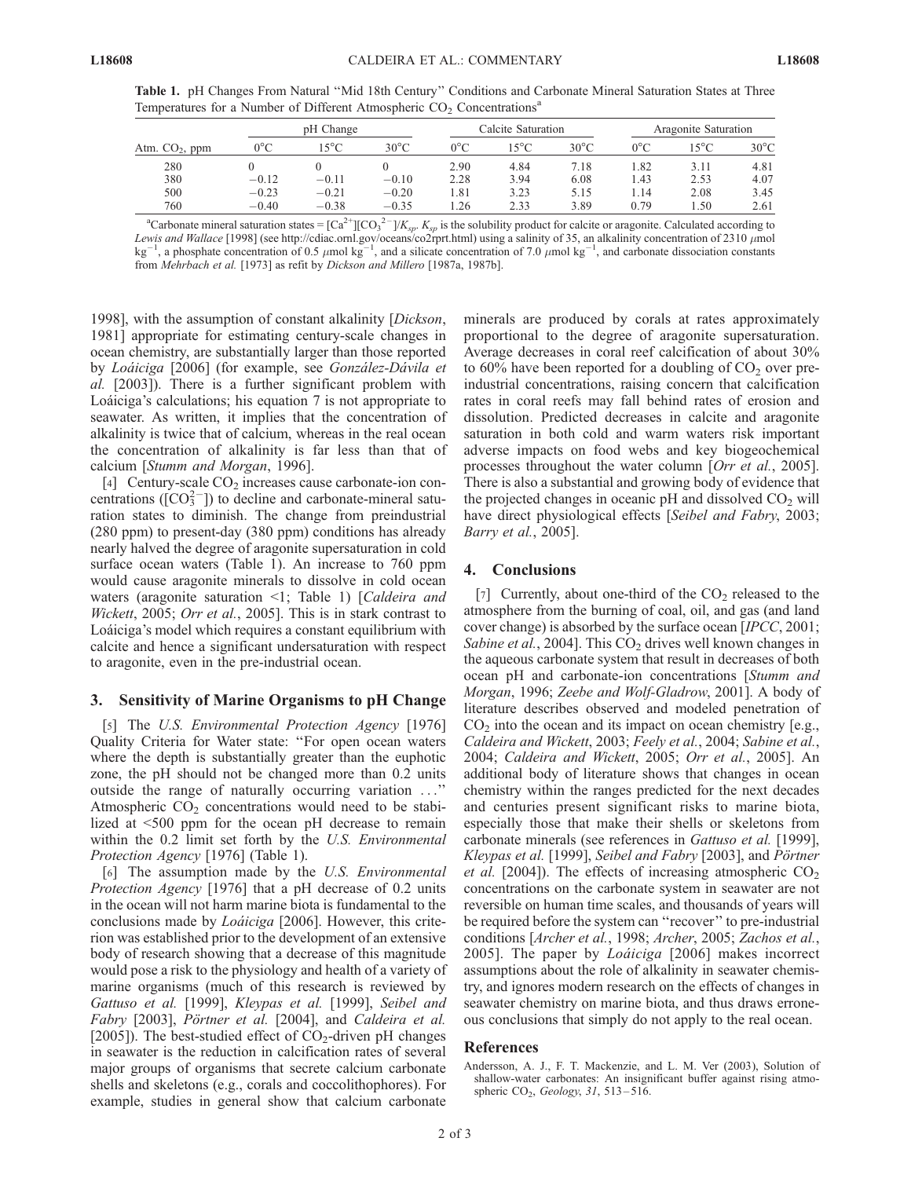**Table 1.** pH Changes From Natural "Mid 18th Century" Conditions and Carbonate Mineral Saturation States at Three Temperatures for a Number of Different Atmospheric $CO_2$ Concentrations[a]

| Atm. $CO_2$, ppm | pH Change | | | Calcite Saturation | | | Aragonite Saturation | | |
|---|---|---|---|---|---|---|---|---|---|
| | 0°C | 15°C | 30°C | 0°C | 15°C | 30°C | 0°C | 15°C | 30°C |
| 280 | 0 | 0 | 0 | 2.90 | 4.84 | 7.18 | 1.82 | 3.11 | 4.81 |
| 380 | −0.12 | −0.11 | −0.10 | 2.28 | 3.94 | 6.08 | 1.43 | 2.53 | 4.07 |
| 500 | −0.23 | −0.21 | −0.20 | 1.81 | 3.23 | 5.15 | 1.14 | 2.08 | 3.45 |
| 760 | −0.40 | −0.38 | −0.35 | 1.26 | 2.33 | 3.89 | 0.79 | 1.50 | 2.61 |

[a]Carbonate mineral saturation states = $[Ca^{2+}][CO_3^{2-}]/K_{sp}$. $K_{sp}$ is the solubility product for calcite or aragonite. Calculated according to *Lewis and Wallace* [1998] (see http://cdiac.ornl.gov/oceans/co2rprt.html) using a salinity of 35, an alkalinity concentration of 2310 $\mu$mol kg$^{-1}$, a phosphate concentration of 0.5 $\mu$mol kg$^{-1}$, and a silicate concentration of 7.0 $\mu$mol kg$^{-1}$, and carbonate dissociation constants from *Mehrbach et al.* [1973] as refit by *Dickson and Millero* [1987a, 1987b].

1998], with the assumption of constant alkalinity [*Dickson*, 1981] appropriate for estimating century-scale changes in ocean chemistry, are substantially larger than those reported by *Loáiciga* [2006] (for example, see *González-Dávila et al.* [2003]). There is a further significant problem with Loáiciga's calculations; his equation 7 is not appropriate to seawater. As written, it implies that the concentration of alkalinity is twice that of calcium, whereas in the real ocean the concentration of alkalinity is far less than that of calcium [*Stumm and Morgan*, 1996].

[4] Century-scale $CO_2$ increases cause carbonate-ion concentrations ($[CO_3^{2-}]$) to decline and carbonate-mineral saturation states to diminish. The change from preindustrial (280 ppm) to present-day (380 ppm) conditions has already nearly halved the degree of aragonite supersaturation in cold surface ocean waters (Table 1). An increase to 760 ppm would cause aragonite minerals to dissolve in cold ocean waters (aragonite saturation <1; Table 1) [*Caldeira and Wickett*, 2005; *Orr et al.*, 2005]. This is in stark contrast to Loáiciga's model which requires a constant equilibrium with calcite and hence a significant undersaturation with respect to aragonite, even in the pre-industrial ocean.

## 3. Sensitivity of Marine Organisms to pH Change

[5] The *U.S. Environmental Protection Agency* [1976] Quality Criteria for Water state: "For open ocean waters where the depth is substantially greater than the euphotic zone, the pH should not be changed more than 0.2 units outside the range of naturally occurring variation ..." Atmospheric $CO_2$ concentrations would need to be stabilized at <500 ppm for the ocean pH decrease to remain within the 0.2 limit set forth by the *U.S. Environmental Protection Agency* [1976] (Table 1).

[6] The assumption made by the *U.S. Environmental Protection Agency* [1976] that a pH decrease of 0.2 units in the ocean will not harm marine biota is fundamental to the conclusions made by *Loáiciga* [2006]. However, this criterion was established prior to the development of an extensive body of research showing that a decrease of this magnitude would pose a risk to the physiology and health of a variety of marine organisms (much of this research is reviewed by *Gattuso et al.* [1999], *Kleypas et al.* [1999], *Seibel and Fabry* [2003], *Pörtner et al.* [2004], and *Caldeira et al.* [2005]). The best-studied effect of $CO_2$-driven pH changes in seawater is the reduction in calcification rates of several major groups of organisms that secrete calcium carbonate shells and skeletons (e.g., corals and coccolithophores). For example, studies in general show that calcium carbonate minerals are produced by corals at rates approximately proportional to the degree of aragonite supersaturation. Average decreases in coral reef calcification of about 30% to 60% have been reported for a doubling of $CO_2$ over pre-industrial concentrations, raising concern that calcification rates in coral reefs may fall behind rates of erosion and dissolution. Predicted decreases in calcite and aragonite saturation in both cold and warm waters risk important adverse impacts on food webs and key biogeochemical processes throughout the water column [*Orr et al.*, 2005]. There is also a substantial and growing body of evidence that the projected changes in oceanic pH and dissolved $CO_2$ will have direct physiological effects [*Seibel and Fabry*, 2003; *Barry et al.*, 2005].

## 4. Conclusions

[7] Currently, about one-third of the $CO_2$ released to the atmosphere from the burning of coal, oil, and gas (and land cover change) is absorbed by the surface ocean [*IPCC*, 2001; *Sabine et al.*, 2004]. This $CO_2$ drives well known changes in the aqueous carbonate system that result in decreases of both ocean pH and carbonate-ion concentrations [*Stumm and Morgan*, 1996; *Zeebe and Wolf-Gladrow*, 2001]. A body of literature describes observed and modeled penetration of $CO_2$ into the ocean and its impact on ocean chemistry [e.g., *Caldeira and Wickett*, 2003; *Feely et al.*, 2004; *Sabine et al.*, 2004; *Caldeira and Wickett*, 2005; *Orr et al.*, 2005]. An additional body of literature shows that changes in ocean chemistry within the ranges predicted for the next decades and centuries present significant risks to marine biota, especially those that make their shells or skeletons from carbonate minerals (see references in *Gattuso et al.* [1999], *Kleypas et al.* [1999], *Seibel and Fabry* [2003], and *Pörtner et al.* [2004]). The effects of increasing atmospheric $CO_2$ concentrations on the carbonate system in seawater are not reversible on human time scales, and thousands of years will be required before the system can "recover" to pre-industrial conditions [*Archer et al.*, 1998; *Archer*, 2005; *Zachos et al.*, 2005]. The paper by *Loáiciga* [2006] makes incorrect assumptions about the role of alkalinity in seawater chemistry, and ignores modern research on the effects of changes in seawater chemistry on marine biota, and thus draws erroneous conclusions that simply do not apply to the real ocean.

## References

Andersson, A. J., F. T. Mackenzie, and L. M. Ver (2003), Solution of shallow-water carbonates: An insignificant buffer against rising atmospheric $CO_2$, *Geology*, *31*, 513–516.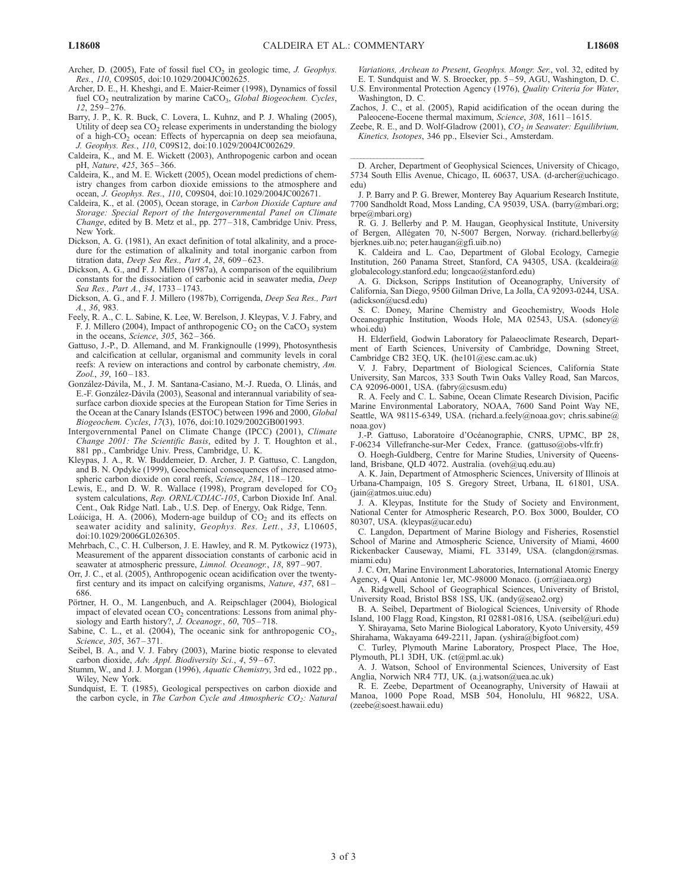Archer, D. (2005), Fate of fossil fuel $CO_2$ in geologic time, *J. Geophys. Res.*, *110*, C09S05, doi:10.1029/2004JC002625.

Archer, D. E., H. Kheshgi, and E. Maier-Reimer (1998), Dynamics of fossil fuel $CO_2$ neutralization by marine $CaCO_3$, *Global Biogeochem. Cycles*, *12*, 259–276.

Barry, J. P., K. R. Buck, C. Lovera, L. Kuhnz, and P. J. Whaling (2005), Utility of deep sea $CO_2$ release experiments in understanding the biology of a high-$CO_2$ ocean: Effects of hypercapnia on deep sea meiofauna, *J. Geophys. Res.*, *110*, C09S12, doi:10.1029/2004JC002629.

Caldeira, K., and M. E. Wickett (2003), Anthropogenic carbon and ocean pH, *Nature*, *425*, 365–366.

Caldeira, K., and M. E. Wickett (2005), Ocean model predictions of chemistry changes from carbon dioxide emissions to the atmosphere and ocean, *J. Geophys. Res.*, *110*, C09S04, doi:10.1029/2004JC002671.

Caldeira, K., et al. (2005), Ocean storage, in *Carbon Dioxide Capture and Storage: Special Report of the Intergovernmental Panel on Climate Change*, edited by B. Metz et al., pp. 277–318, Cambridge Univ. Press, New York.

Dickson, A. G. (1981), An exact definition of total alkalinity, and a procedure for the estimation of alkalinity and total inorganic carbon from titration data, *Deep Sea Res., Part A*, *28*, 609–623.

Dickson, A. G., and F. J. Millero (1987a), A comparison of the equilibrium constants for the dissociation of carbonic acid in seawater media, *Deep Sea Res., Part A.*, *34*, 1733–1743.

Dickson, A. G., and F. J. Millero (1987b), Corrigenda, *Deep Sea Res., Part A.*, *36*, 983.

Feely, R. A., C. L. Sabine, K. Lee, W. Berelson, J. Kleypas, V. J. Fabry, and F. J. Millero (2004), Impact of anthropogenic $CO_2$ on the $CaCO_3$ system in the oceans, *Science*, *305*, 362–366.

Gattuso, J.-P., D. Allemand, and M. Frankignoulle (1999), Photosynthesis and calcification at cellular, organismal and community levels in coral reefs: A review on interactions and control by carbonate chemistry, *Am. Zool.*, *39*, 160–183.

González-Dávila, M., J. M. Santana-Casiano, M.-J. Rueda, O. Llinás, and E.-F. González-Dávila (2003), Seasonal and interannual variability of sea-surface carbon dioxide species at the European Station for Time Series in the Ocean at the Canary Islands (ESTOC) between 1996 and 2000, *Global Biogeochem. Cycles*, *17*(3), 1076, doi:10.1029/2002GB001993.

Intergovernmental Panel on Climate Change (IPCC) (2001), *Climate Change 2001: The Scientific Basis*, edited by J. T. Houghton et al., 881 pp., Cambridge Univ. Press, Cambridge, U. K.

Kleypas, J. A., R. W. Buddemeier, D. Archer, J. P. Gattuso, C. Langdon, and B. N. Opdyke (1999), Geochemical consequences of increased atmospheric carbon dioxide on coral reefs, *Science*, *284*, 118–120.

Lewis, E., and D. W. R. Wallace (1998), Program developed for $CO_2$ system calculations, *Rep. ORNL/CDIAC-105*, Carbon Dioxide Inf. Anal. Cent., Oak Ridge Natl. Lab., U.S. Dep. of Energy, Oak Ridge, Tenn.

Loáiciga, H. A. (2006), Modern-age buildup of $CO_2$ and its effects on seawater acidity and salinity, *Geophys. Res. Lett.*, *33*, L10605, doi:10.1029/2006GL026305.

Mehrbach, C., C. H. Culberson, J. E. Hawley, and R. M. Pytkowicz (1973), Measurement of the apparent dissociation constants of carbonic acid in seawater at atmospheric pressure, *Limnol. Oceanogr.*, *18*, 897–907.

Orr, J. C., et al. (2005), Anthropogenic ocean acidification over the twenty-first century and its impact on calcifying organisms, *Nature*, *437*, 681–686.

Pörtner, H. O., M. Langenbuch, and A. Reipschlager (2004), Biological impact of elevated ocean $CO_2$ concentrations: Lessons from animal physiology and Earth history?, *J. Oceanogr.*, *60*, 705–718.

Sabine, C. L., et al. (2004), The oceanic sink for anthropogenic $CO_2$, *Science*, *305*, 367–371.

Seibel, B. A., and V. J. Fabry (2003), Marine biotic response to elevated carbon dioxide, *Adv. Appl. Biodiversity Sci.*, *4*, 59–67.

Stumm, W., and J. J. Morgan (1996), *Aquatic Chemistry*, 3rd ed., 1022 pp., Wiley, New York.

Sundquist, E. T. (1985), Geological perspectives on carbon dioxide and the carbon cycle, in *The Carbon Cycle and Atmospheric $CO_2$: Natural Variations, Archean to Present*, *Geophys. Mongr. Ser.*, vol. 32, edited by E. T. Sundquist and W. S. Broecker, pp. 5–59, AGU, Washington, D. C.

U.S. Environmental Protection Agency (1976), *Quality Criteria for Water*, Washington, D. C.

Zachos, J. C., et al. (2005), Rapid acidification of the ocean during the Paleocene-Eocene thermal maximum, *Science*, *308*, 1611–1615.

Zeebe, R. E., and D. Wolf-Gladrow (2001), *$CO_2$ in Seawater: Equilibrium, Kinetics, Isotopes*, 346 pp., Elsevier Sci., Amsterdam.

---

D. Archer, Department of Geophysical Sciences, University of Chicago, 5734 South Ellis Avenue, Chicago, IL 60637, USA. (d-archer@uchicago.edu)

J. P. Barry and P. G. Brewer, Monterey Bay Aquarium Research Institute, 7700 Sandholdt Road, Moss Landing, CA 95039, USA. (barry@mbari.org; brpe@mbari.org)

R. G. J. Bellerby and P. M. Haugan, Geophysical Institute, University of Bergen, Allégaten 70, N-5007 Bergen, Norway. (richard.bellerby@bjerknes.uib.no; peter.haugan@gfi.uib.no)

K. Caldeira and L. Cao, Department of Global Ecology, Carnegie Institution, 260 Panama Street, Stanford, CA 94305, USA. (kcaldeira@globalecology.stanford.edu; longcao@stanford.edu)

A. G. Dickson, Scripps Institution of Oceanography, University of California, San Diego, 9500 Gilman Drive, La Jolla, CA 92093-0244, USA. (adickson@ucsd.edu)

S. C. Doney, Marine Chemistry and Geochemistry, Woods Hole Oceanographic Institution, Woods Hole, MA 02543, USA. (sdoney@whoi.edu)

H. Elderfield, Godwin Laboratory for Palaeoclimate Research, Department of Earth Sciences, University of Cambridge, Downing Street, Cambridge CB2 3EQ, UK. (he101@esc.cam.ac.uk)

V. J. Fabry, Department of Biological Sciences, California State University San Marcos, 333 South Twin Oaks Valley Road, San Marcos, CA 92096-0001, USA. (fabry@csusm.edu)

R. A. Feely and C. L. Sabine, Ocean Climate Research Division, Pacific Marine Environmental Laboratory, NOAA, 7600 Sand Point Way NE, Seattle, WA 98115-6349, USA. (richard.a.feely@noaa.gov; chris.sabine@noaa.gov)

J.-P. Gattuso, Laboratoire d'Océanographie, CNRS, UPMC, BP 28, F-06234 Villefranche-sur-Mer Cedex, France. (gattuso@obs-vlfr.fr)

O. Hoegh-Guldberg, Centre for Marine Studies, University of Queensland, Brisbane, QLD 4072. Australia. (oveh@uq.edu.au)

A. K. Jain, Department of Atmospheric Sciences, University of Illinois at Urbana-Champaign, 105 S. Gregory Street, Urbana, IL 61801, USA. (jain@atmos.uiuc.edu)

J. A. Kleypas, Institute for the Study of Society and Environment, National Center for Atmospheric Research, P.O. Box 3000, Boulder, CO 80307, USA. (kleypas@ucar.edu)

C. Langdon, Department of Marine Biology and Fisheries, Rosenstiel School of Marine and Atmospheric Science, University of Miami, 4600 Rickenbacker Causeway, Miami, FL 33149, USA. (clangdon@rsmas.miami.edu)

J. C. Orr, Marine Environment Laboratories, International Atomic Energy Agency, 4 Quai Antonie 1er, MC-98000 Monaco. (j.orr@iaea.org)

A. Ridgwell, School of Geographical Sciences, University of Bristol, University Road, Bristol BS8 1SS, UK. (andy@seao2.org)

B. A. Seibel, Department of Biological Sciences, University of Rhode Island, 100 Flagg Road, Kingston, RI 02881-0816, USA. (seibel@uri.edu)

Y. Shirayama, Seto Marine Biological Laboratory, Kyoto University, 459 Shirahama, Wakayama 649-2211, Japan. (yshira@bigfoot.com)

C. Turley, Plymouth Marine Laboratory, Prospect Place, The Hoe, Plymouth, PL1 3DH, UK. (ct@pml.ac.uk)

A. J. Watson, School of Environmental Sciences, University of East Anglia, Norwich NR4 7TJ, UK. (a.j.watson@uea.ac.uk)

R. E. Zeebe, Department of Oceanography, University of Hawaii at Manoa, 1000 Pope Road, MSB 504, Honolulu, HI 96822, USA. (zeebe@soest.hawaii.edu)